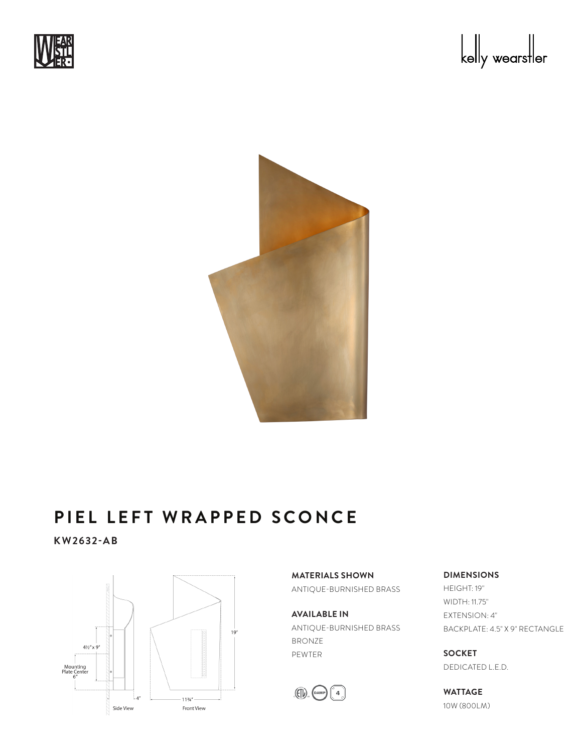# PIEL LEFT WRAPPED SCONCE

**KW2632-AB**

4½" x 9"

Mounting Plate Center 6"

4"

Side View

11¾"

19"

Front View

**MATERIALS SHOWN**

ANTIQUE-BURNISHED BRASS

**AVAILABLE IN**

ANTIQUE-BURNISHED BRASS
BRONZE
PEWTER

**DIMENSIONS**

HEIGHT: 19"
WIDTH: 11.75"
EXTENSION: 4"
BACKPLATE: 4.5" X 9" RECTANGLE

**SOCKET**

DEDICATED L.E.D.

**WATTAGE**

10W (800LM)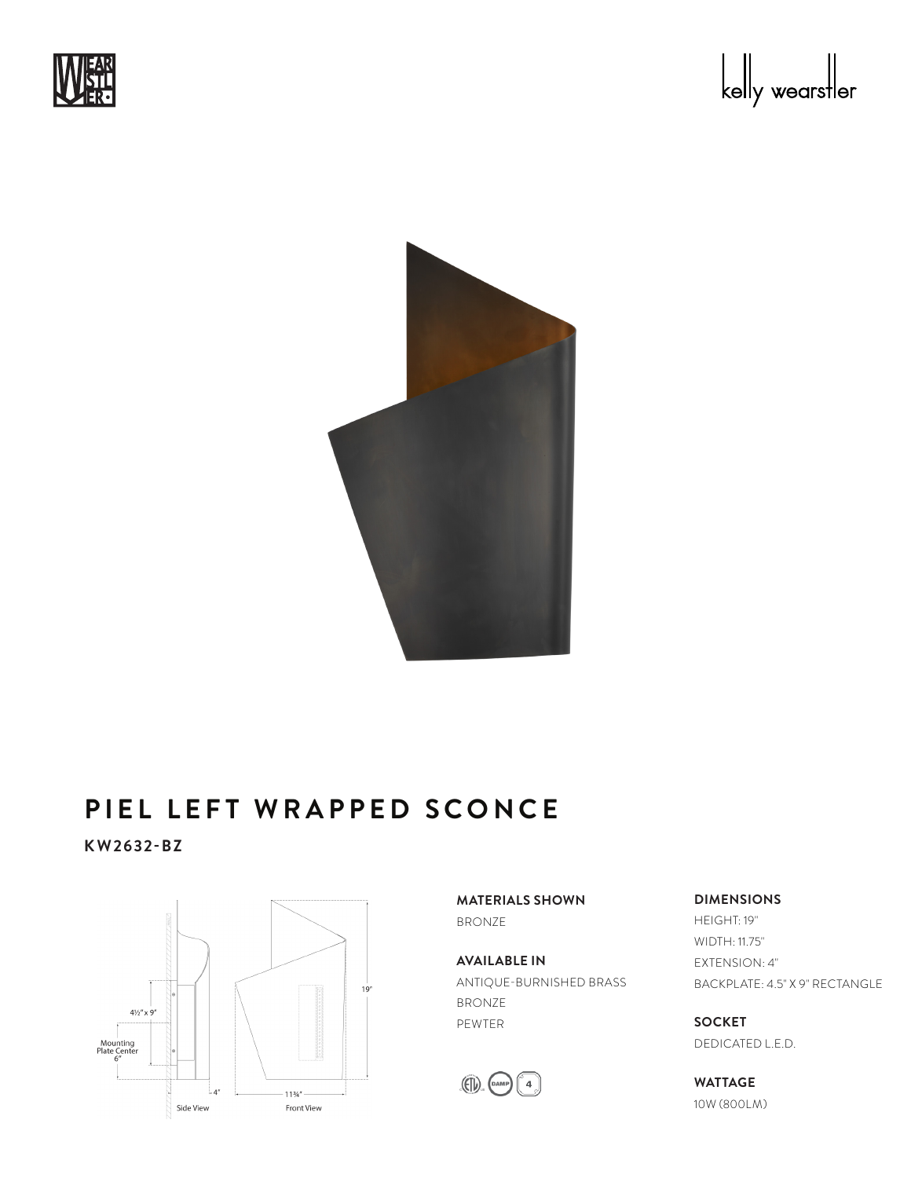# PIEL LEFT WRAPPED SCONCE

**KW2632-BZ**

4½" x 9"

Mounting Plate Center 6"

4"

Side View

19"

11¾"

Front View

**MATERIALS SHOWN**

BRONZE

**AVAILABLE IN**

ANTIQUE-BURNISHED BRASS

BRONZE

PEWTER

**DIMENSIONS**

HEIGHT: 19"

WIDTH: 11.75"

EXTENSION: 4"

BACKPLATE: 4.5" X 9" RECTANGLE

**SOCKET**

DEDICATED L.E.D.

**WATTAGE**

10W (800LM)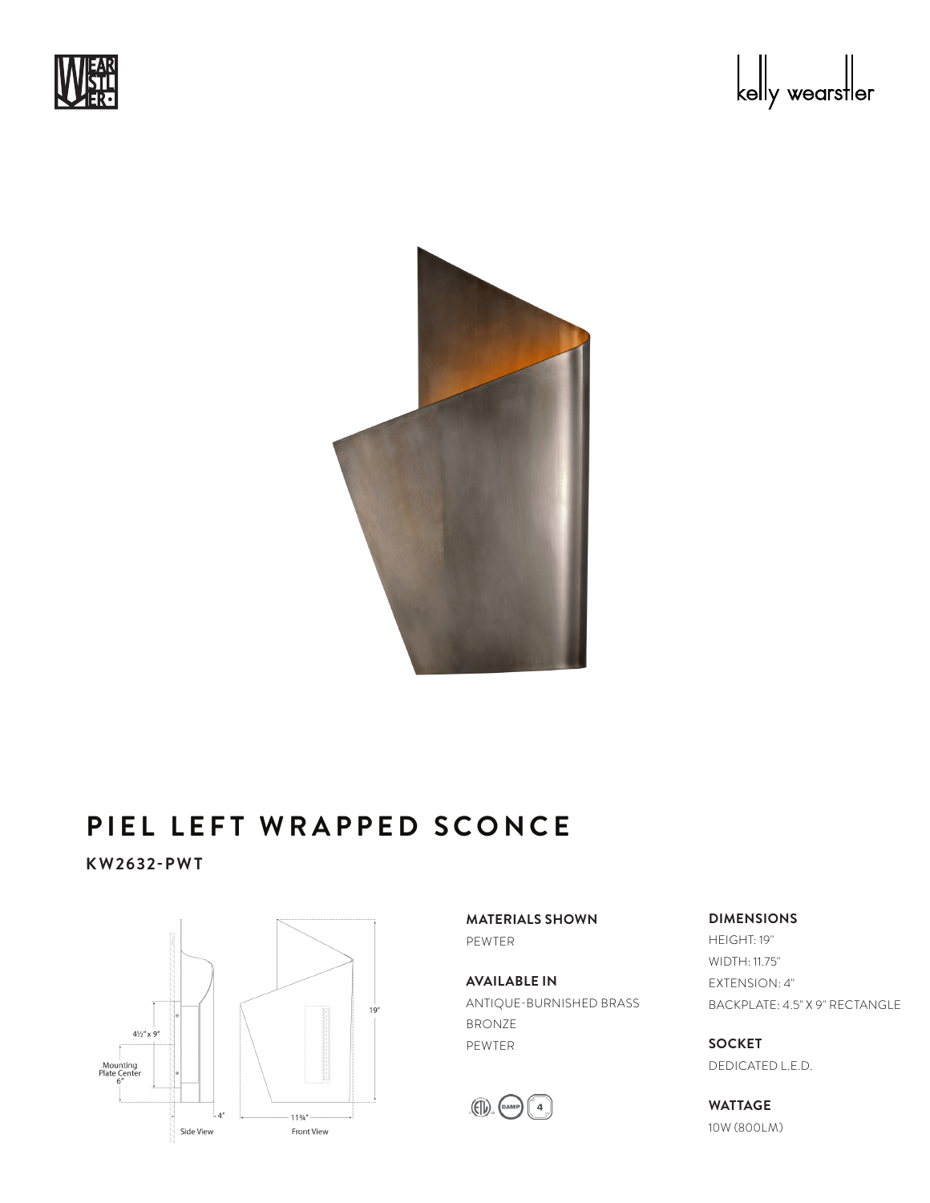kelly wearstler

# PIEL LEFT WRAPPED SCONCE

**KW2632-PWT**

4½" x 9"

Mounting Plate Center 6"

4"

Side View

19"

11¾"

Front View

**MATERIALS SHOWN**

PEWTER

**AVAILABLE IN**

ANTIQUE-BURNISHED BRASS
BRONZE
PEWTER

**DIMENSIONS**

HEIGHT: 19"
WIDTH: 11.75"
EXTENSION: 4"
BACKPLATE: 4.5" X 9" RECTANGLE

**SOCKET**

DEDICATED L.E.D.

**WATTAGE**

10W (800LM)